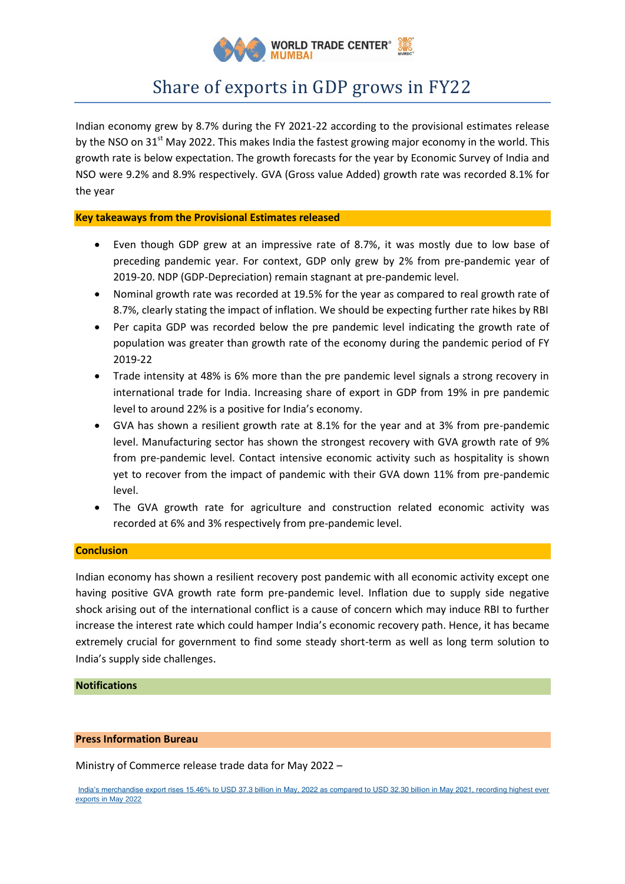# Share of exports in GDP grows in FY22

Indian economy grew by 8.7% during the FY 2021-22 according to the provisional estimates release by the NSO on 31st May 2022. This makes India the fastest growing major economy in the world. This growth rate is below expectation. The growth forecasts for the year by Economic Survey of India and NSO were 9.2% and 8.9% respectively. GVA (Gross value Added) growth rate was recorded 8.1% for the year

## Key takeaways from the Provisional Estimates released

- Even though GDP grew at an impressive rate of 8.7%, it was mostly due to low base of preceding pandemic year. For context, GDP only grew by 2% from pre-pandemic year of 2019-20. NDP (GDP-Depreciation) remain stagnant at pre-pandemic level.
- Nominal growth rate was recorded at 19.5% for the year as compared to real growth rate of 8.7%, clearly stating the impact of inflation. We should be expecting further rate hikes by RBI
- Per capita GDP was recorded below the pre pandemic level indicating the growth rate of population was greater than growth rate of the economy during the pandemic period of FY 2019-22
- Trade intensity at 48% is 6% more than the pre pandemic level signals a strong recovery in international trade for India. Increasing share of export in GDP from 19% in pre pandemic level to around 22% is a positive for India's economy.
- GVA has shown a resilient growth rate at 8.1% for the year and at 3% from pre-pandemic level. Manufacturing sector has shown the strongest recovery with GVA growth rate of 9% from pre-pandemic level. Contact intensive economic activity such as hospitality is shown yet to recover from the impact of pandemic with their GVA down 11% from pre-pandemic level.
- The GVA growth rate for agriculture and construction related economic activity was recorded at 6% and 3% respectively from pre-pandemic level.

## Conclusion

Indian economy has shown a resilient recovery post pandemic with all economic activity except one having positive GVA growth rate form pre-pandemic level. Inflation due to supply side negative shock arising out of the international conflict is a cause of concern which may induce RBI to further increase the interest rate which could hamper India's economic recovery path. Hence, it has became extremely crucial for government to find some steady short-term as well as long term solution to India's supply side challenges.

## Notifications

## Press Information Bureau

Ministry of Commerce release trade data for May 2022 –

India's merchandise export rises 15.46% to USD 37.3 billion in May, 2022 as compared to USD 32.30 billion in May 2021, recording highest ever exports in May 2022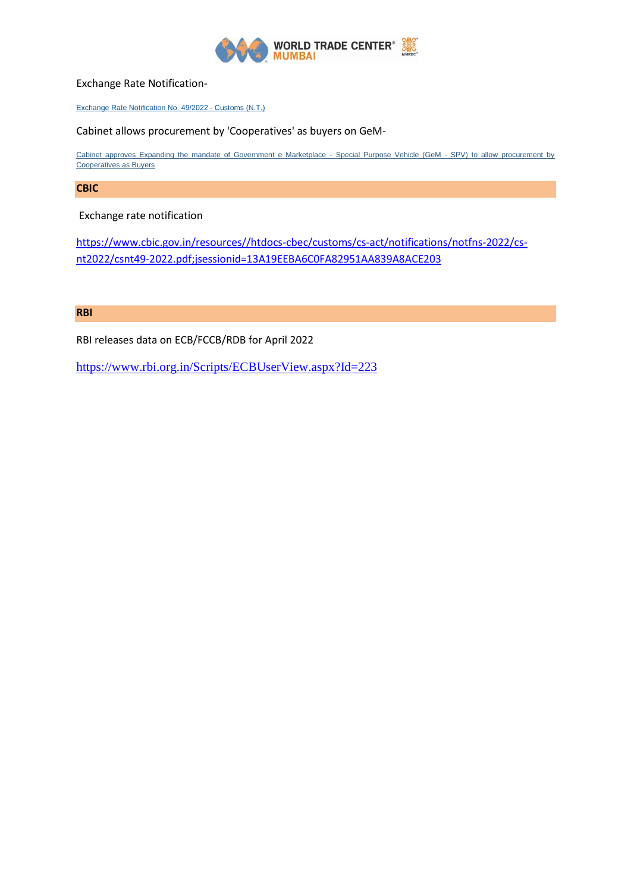Exchange Rate Notification-

Exchange Rate Notification No. 49/2022 - Customs (N.T.)

Cabinet allows procurement by 'Cooperatives' as buyers on GeM-

Cabinet approves Expanding the mandate of Government e Marketplace - Special Purpose Vehicle (GeM - SPV) to allow procurement by Cooperatives as Buyers

## CBIC

Exchange rate notification

https://www.cbic.gov.in/resources//htdocs-cbec/customs/cs-act/notifications/notfns-2022/cs-nt2022/csnt49-2022.pdf;jsessionid=13A19EEBA6C0FA82951AA839A8ACE203

## RBI

RBI releases data on ECB/FCCB/RDB for April 2022

https://www.rbi.org.in/Scripts/ECBUserView.aspx?Id=223